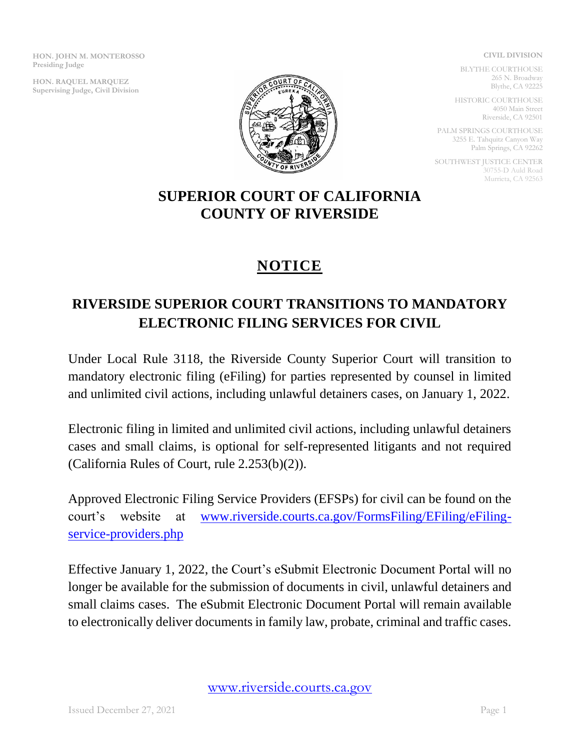HON. JOHN M. MONTEROSSO
Presiding Judge

HON. RAQUEL MARQUEZ
Supervising Judge, Civil Division

CIVIL DIVISION

BLYTHE COURTHOUSE
265 N. Broadway
Blythe, CA 92225

HISTORIC COURTHOUSE
4050 Main Street
Riverside, CA 92501

PALM SPRINGS COURTHOUSE
3255 E. Tahquitz Canyon Way
Palm Springs, CA 92262

SOUTHWEST JUSTICE CENTER
30755-D Auld Road
Murrieta, CA 92563

# SUPERIOR COURT OF CALIFORNIA
# COUNTY OF RIVERSIDE

## NOTICE

## RIVERSIDE SUPERIOR COURT TRANSITIONS TO MANDATORY ELECTRONIC FILING SERVICES FOR CIVIL

Under Local Rule 3118, the Riverside County Superior Court will transition to mandatory electronic filing (eFiling) for parties represented by counsel in limited and unlimited civil actions, including unlawful detainers cases, on January 1, 2022.

Electronic filing in limited and unlimited civil actions, including unlawful detainers cases and small claims, is optional for self-represented litigants and not required (California Rules of Court, rule 2.253(b)(2)).

Approved Electronic Filing Service Providers (EFSPs) for civil can be found on the court's website at www.riverside.courts.ca.gov/FormsFiling/EFiling/eFiling-service-providers.php

Effective January 1, 2022, the Court's eSubmit Electronic Document Portal will no longer be available for the submission of documents in civil, unlawful detainers and small claims cases. The eSubmit Electronic Document Portal will remain available to electronically deliver documents in family law, probate, criminal and traffic cases.

www.riverside.courts.ca.gov

Issued December 27, 2021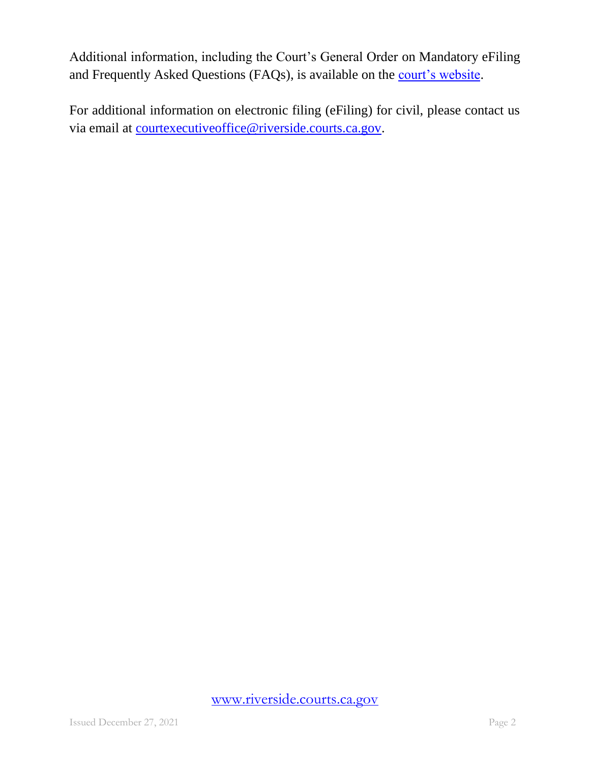Additional information, including the Court's General Order on Mandatory eFiling and Frequently Asked Questions (FAQs), is available on the court's website.

For additional information on electronic filing (eFiling) for civil, please contact us via email at courtexecutiveoffice@riverside.courts.ca.gov.

www.riverside.courts.ca.gov

Issued December 27, 2021